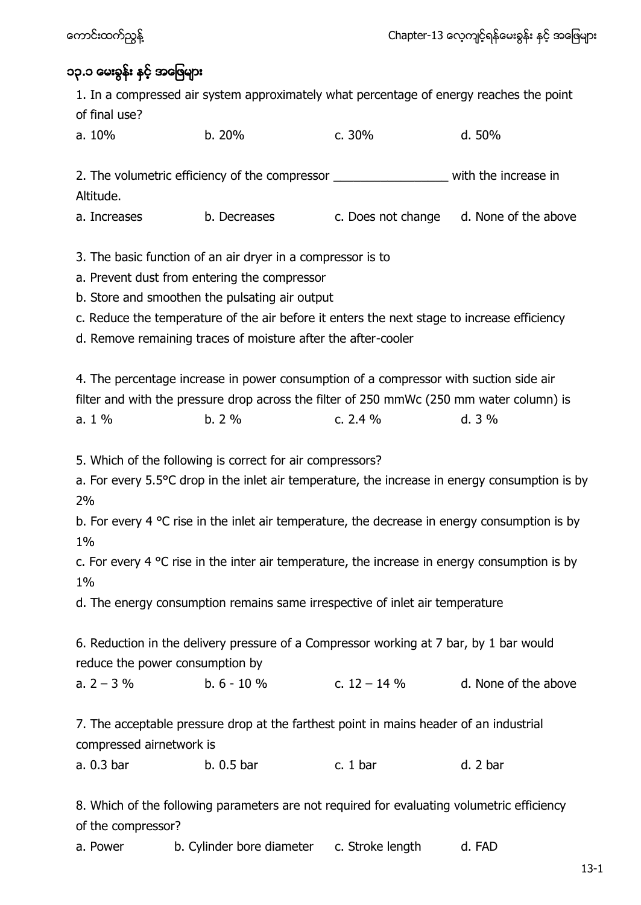## ၁၃.၁ မေးခွန်း နှင့် အဖြေများ

1. In a compressed air system approximately what percentage of energy reaches the point of final use?

a. 10% b. 20% c. 30% d. 50%

2. The volumetric efficiency of the compressor _________________ with the increase in Altitude.

a. Increases b. Decreases c. Does not change d. None of the above

3. The basic function of an air dryer in a compressor is to

a. Prevent dust from entering the compressor

b. Store and smoothen the pulsating air output

c. Reduce the temperature of the air before it enters the next stage to increase efficiency

d. Remove remaining traces of moisture after the after-cooler

4. The percentage increase in power consumption of a compressor with suction side air filter and with the pressure drop across the filter of 250 mmWc (250 mm water column) is

a. 1 % b. 2 % c. 2.4 % d. 3 %

5. Which of the following is correct for air compressors?

a. For every 5.5°C drop in the inlet air temperature, the increase in energy consumption is by 2%

b. For every 4 °C rise in the inlet air temperature, the decrease in energy consumption is by 1%

c. For every 4 °C rise in the inter air temperature, the increase in energy consumption is by 1%

d. The energy consumption remains same irrespective of inlet air temperature

6. Reduction in the delivery pressure of a Compressor working at 7 bar, by 1 bar would reduce the power consumption by

a. 2 – 3 % b. 6 - 10 % c. 12 – 14 % d. None of the above

7. The acceptable pressure drop at the farthest point in mains header of an industrial compressed airnetwork is

a. 0.3 bar b. 0.5 bar c. 1 bar d. 2 bar

8. Which of the following parameters are not required for evaluating volumetric efficiency of the compressor?

a. Power b. Cylinder bore diameter c. Stroke length d. FAD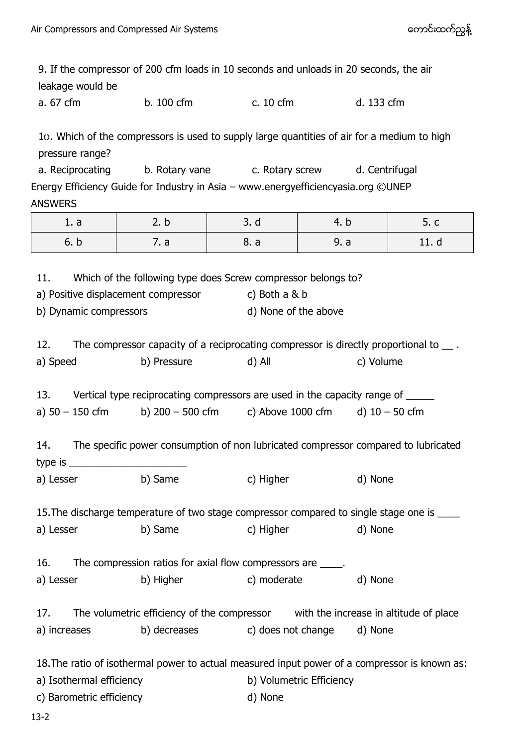9. If the compressor of 200 cfm loads in 10 seconds and unloads in 20 seconds, the air leakage would be

a. 67 cfm b. 100 cfm c. 10 cfm d. 133 cfm

1၀. Which of the compressors is used to supply large quantities of air for a medium to high pressure range?

a. Reciprocating b. Rotary vane c. Rotary screw d. Centrifugal

Energy Efficiency Guide for Industry in Asia – www.energyefficiencyasia.org ©UNEP

ANSWERS

| 1. a | 2. b | 3. d | 4. b | 5. c |
|---|---|---|---|---|
| 6. b | 7. a | 8. a | 9. a | 11. d |

11. Which of the following type does Screw compressor belongs to?

a) Positive displacement compressor
c) Both a & b
b) Dynamic compressors
d) None of the above

12. The compressor capacity of a reciprocating compressor is directly proportional to __ .

a) Speed b) Pressure d) All c) Volume

13. Vertical type reciprocating compressors are used in the capacity range of _____

a) 50 – 150 cfm b) 200 – 500 cfm c) Above 1000 cfm d) 10 – 50 cfm

14. The specific power consumption of non lubricated compressor compared to lubricated type is ______________________

a) Lesser b) Same c) Higher d) None

15. The discharge temperature of two stage compressor compared to single stage one is ____

a) Lesser b) Same c) Higher d) None

16. The compression ratios for axial flow compressors are ____.

a) Lesser b) Higher c) moderate d) None

17. The volumetric efficiency of the compressor with the increase in altitude of place

a) increases b) decreases c) does not change d) None

18. The ratio of isothermal power to actual measured input power of a compressor is known as:

a) Isothermal efficiency
b) Volumetric Efficiency
c) Barometric efficiency
d) None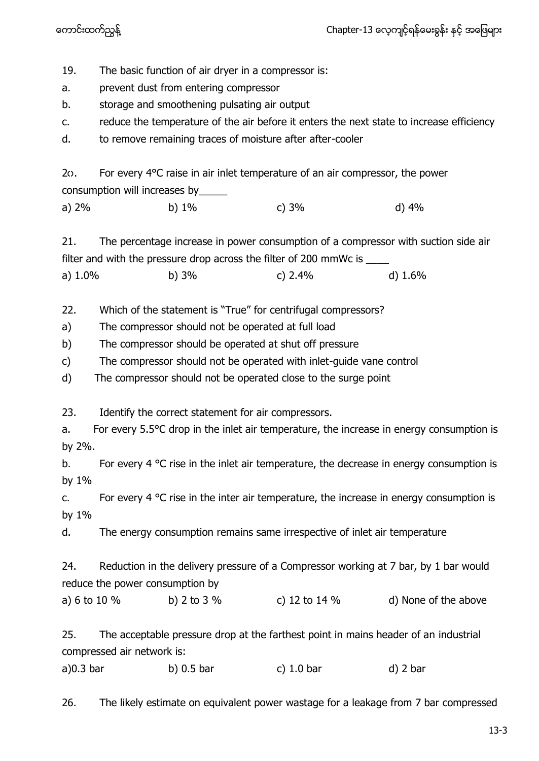19. The basic function of air dryer in a compressor is:

a. prevent dust from entering compressor

b. storage and smoothening pulsating air output

c. reduce the temperature of the air before it enters the next state to increase efficiency

d. to remove remaining traces of moisture after after-cooler

2၀. For every 4°C raise in air inlet temperature of an air compressor, the power consumption will increases by_____

a) 2% b) 1% c) 3% d) 4%

21. The percentage increase in power consumption of a compressor with suction side air filter and with the pressure drop across the filter of 200 mmWc is ____

a) 1.0% b) 3% c) 2.4% d) 1.6%

22. Which of the statement is "True" for centrifugal compressors?

a) The compressor should not be operated at full load

b) The compressor should be operated at shut off pressure

c) The compressor should not be operated with inlet-guide vane control

d) The compressor should not be operated close to the surge point

23. Identify the correct statement for air compressors.

a. For every 5.5°C drop in the inlet air temperature, the increase in energy consumption is by 2%.

b. For every 4 °C rise in the inlet air temperature, the decrease in energy consumption is by 1%

c. For every 4 °C rise in the inter air temperature, the increase in energy consumption is by 1%

d. The energy consumption remains same irrespective of inlet air temperature

24. Reduction in the delivery pressure of a Compressor working at 7 bar, by 1 bar would reduce the power consumption by

a) 6 to 10 % b) 2 to 3 % c) 12 to 14 % d) None of the above

25. The acceptable pressure drop at the farthest point in mains header of an industrial compressed air network is:

a) 0.3 bar b) 0.5 bar c) 1.0 bar d) 2 bar

26. The likely estimate on equivalent power wastage for a leakage from 7 bar compressed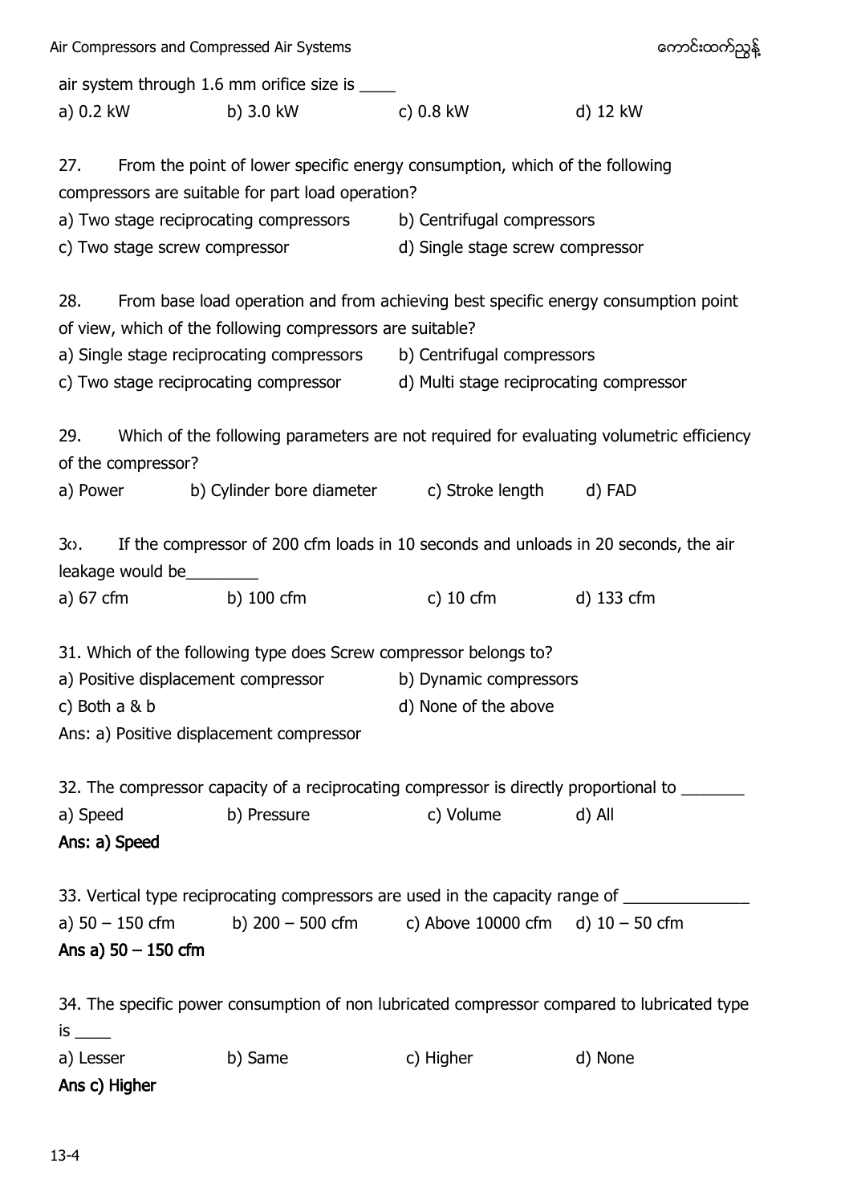air system through 1.6 mm orifice size is ____

a) 0.2 kW b) 3.0 kW c) 0.8 kW d) 12 kW

27. From the point of lower specific energy consumption, which of the following compressors are suitable for part load operation?

a) Two stage reciprocating compressors b) Centrifugal compressors
c) Two stage screw compressor d) Single stage screw compressor

28. From base load operation and from achieving best specific energy consumption point of view, which of the following compressors are suitable?

a) Single stage reciprocating compressors b) Centrifugal compressors
c) Two stage reciprocating compressor d) Multi stage reciprocating compressor

29. Which of the following parameters are not required for evaluating volumetric efficiency of the compressor?

a) Power b) Cylinder bore diameter c) Stroke length d) FAD

3၀. If the compressor of 200 cfm loads in 10 seconds and unloads in 20 seconds, the air leakage would be________

a) 67 cfm b) 100 cfm c) 10 cfm d) 133 cfm

31. Which of the following type does Screw compressor belongs to?

a) Positive displacement compressor b) Dynamic compressors
c) Both a & b d) None of the above

Ans: a) Positive displacement compressor

32. The compressor capacity of a reciprocating compressor is directly proportional to _______

a) Speed b) Pressure c) Volume d) All

**Ans: a) Speed**

33. Vertical type reciprocating compressors are used in the capacity range of ______________

a) 50 – 150 cfm b) 200 – 500 cfm c) Above 10000 cfm d) 10 – 50 cfm

**Ans a) 50 – 150 cfm**

34. The specific power consumption of non lubricated compressor compared to lubricated type is ____

a) Lesser b) Same c) Higher d) None

**Ans c) Higher**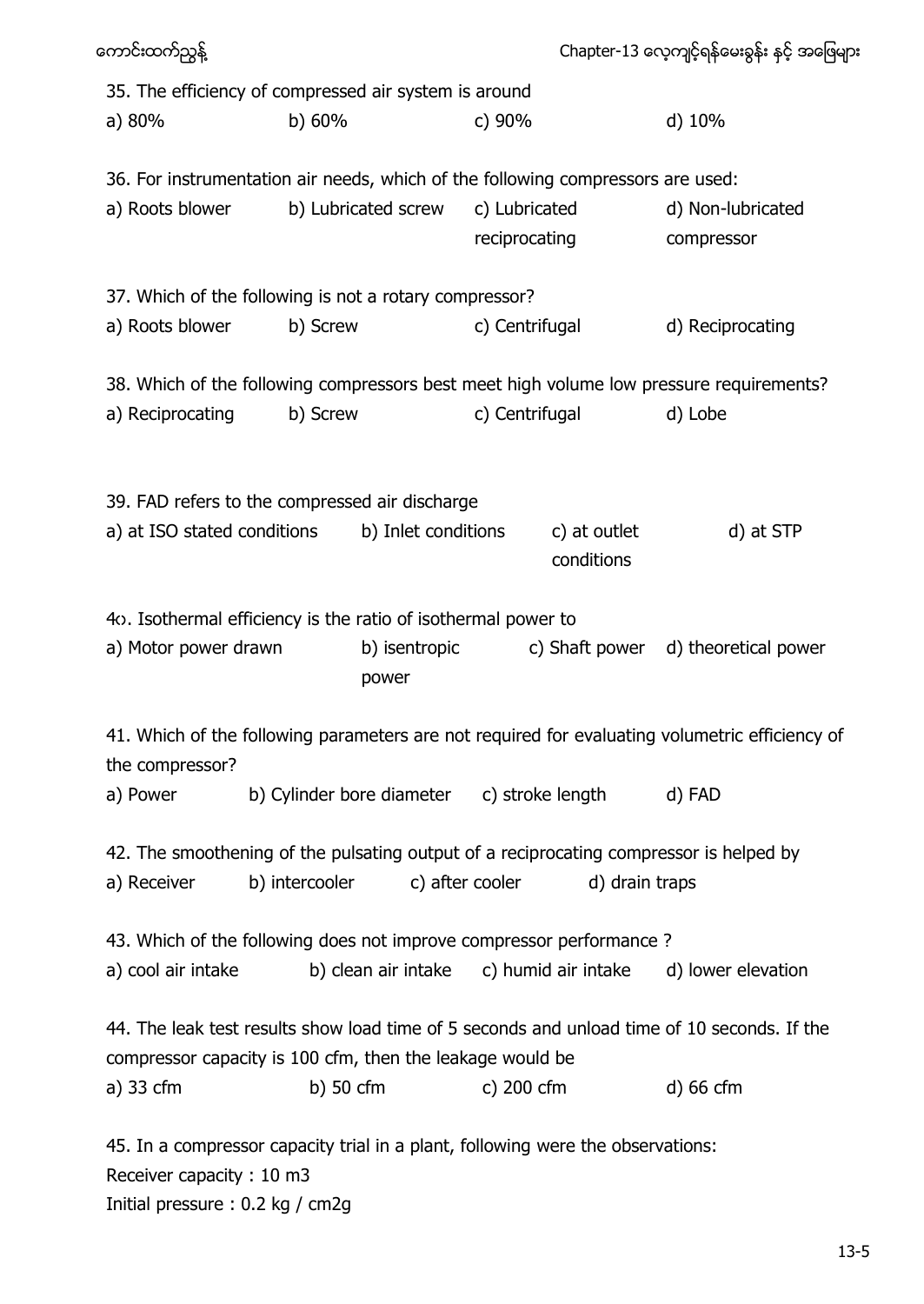35. The efficiency of compressed air system is around

a) 80% b) 60% c) 90% d) 10%

36. For instrumentation air needs, which of the following compressors are used:

a) Roots blower b) Lubricated screw c) Lubricated reciprocating d) Non-lubricated compressor

37. Which of the following is not a rotary compressor?

a) Roots blower b) Screw c) Centrifugal d) Reciprocating

38. Which of the following compressors best meet high volume low pressure requirements?

a) Reciprocating b) Screw c) Centrifugal d) Lobe

39. FAD refers to the compressed air discharge

a) at ISO stated conditions b) Inlet conditions c) at outlet conditions d) at STP

4၀. Isothermal efficiency is the ratio of isothermal power to

a) Motor power drawn b) isentropic power c) Shaft power d) theoretical power

41. Which of the following parameters are not required for evaluating volumetric efficiency of the compressor?

a) Power b) Cylinder bore diameter c) stroke length d) FAD

42. The smoothening of the pulsating output of a reciprocating compressor is helped by

a) Receiver b) intercooler c) after cooler d) drain traps

43. Which of the following does not improve compressor performance ?

a) cool air intake b) clean air intake c) humid air intake d) lower elevation

44. The leak test results show load time of 5 seconds and unload time of 10 seconds. If the compressor capacity is 100 cfm, then the leakage would be

a) 33 cfm b) 50 cfm c) 200 cfm d) 66 cfm

45. In a compressor capacity trial in a plant, following were the observations:

Receiver capacity : 10 m3

Initial pressure : 0.2 kg / cm2g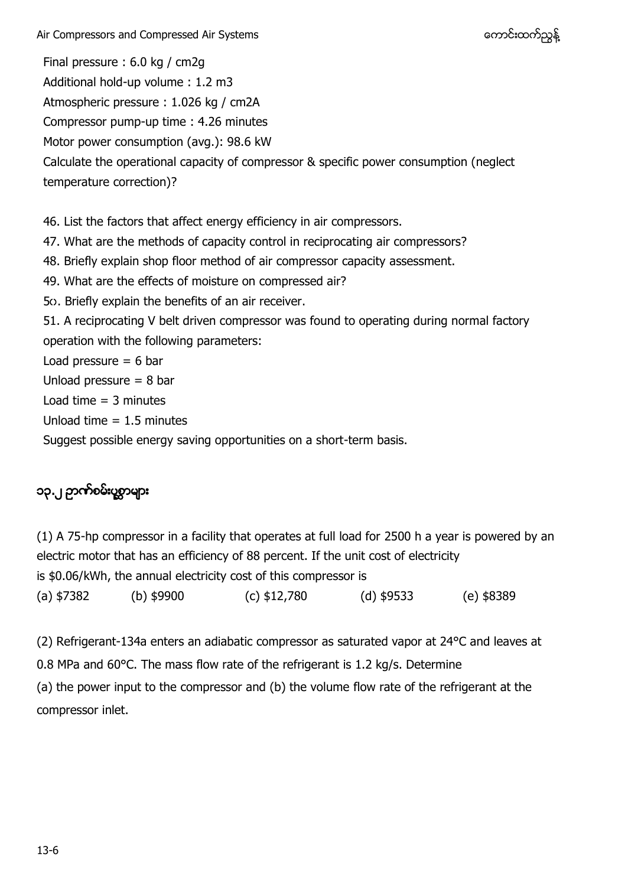Final pressure : 6.0 kg / cm2g

Additional hold-up volume : 1.2 m3

Atmospheric pressure : 1.026 kg / cm2A

Compressor pump-up time : 4.26 minutes

Motor power consumption (avg.): 98.6 kW

Calculate the operational capacity of compressor & specific power consumption (neglect temperature correction)?

46. List the factors that affect energy efficiency in air compressors.
47. What are the methods of capacity control in reciprocating air compressors?
48. Briefly explain shop floor method of air compressor capacity assessment.
49. What are the effects of moisture on compressed air?
50. Briefly explain the benefits of an air receiver.
51. A reciprocating V belt driven compressor was found to operating during normal factory operation with the following parameters:

Load pressure = 6 bar

Unload pressure = 8 bar

Load time = 3 minutes

Unload time = 1.5 minutes

Suggest possible energy saving opportunities on a short-term basis.

## ၁၃.၂ ဥာဏ်စမ်းပုစ္ဆာများ

(1) A 75-hp compressor in a facility that operates at full load for 2500 h a year is powered by an electric motor that has an efficiency of 88 percent. If the unit cost of electricity is \$0.06/kWh, the annual electricity cost of this compressor is

(a) \$7382 (b) \$9900 (c) \$12,780 (d) \$9533 (e) \$8389

(2) Refrigerant-134a enters an adiabatic compressor as saturated vapor at 24°C and leaves at 0.8 MPa and 60°C. The mass flow rate of the refrigerant is 1.2 kg/s. Determine

(a) the power input to the compressor and (b) the volume flow rate of the refrigerant at the compressor inlet.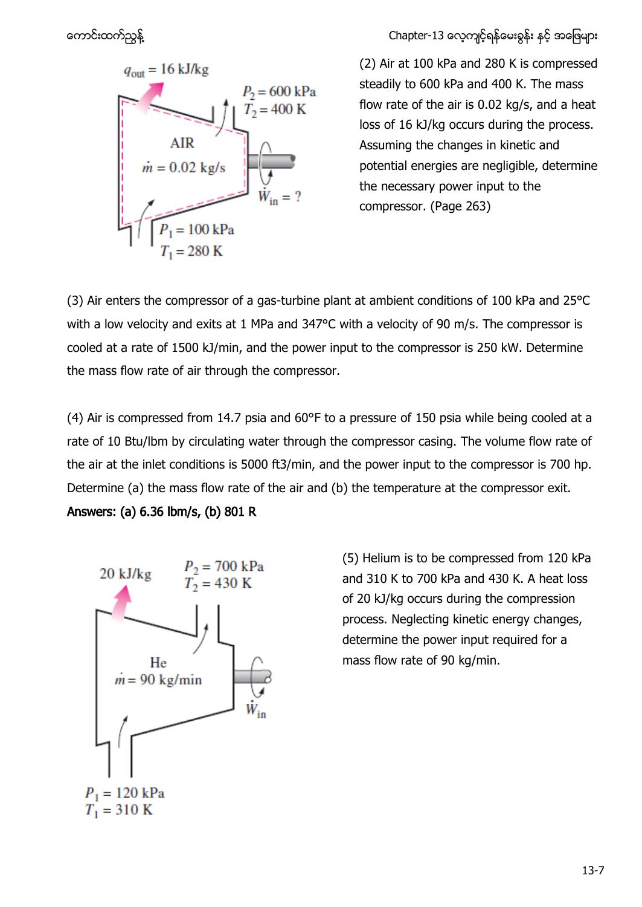(2) Air at 100 kPa and 280 K is compressed steadily to 600 kPa and 400 K. The mass flow rate of the air is 0.02 kg/s, and a heat loss of 16 kJ/kg occurs during the process. Assuming the changes in kinetic and potential energies are negligible, determine the necessary power input to the compressor. (Page 263)

$q_{out} = 16$ kJ/kg

$P_2 = 600$ kPa
$T_2 = 400$ K

AIR
$\dot{m} = 0.02$ kg/s

$\dot{W}_{in} = ?$

$P_1 = 100$ kPa
$T_1 = 280$ K

(3) Air enters the compressor of a gas-turbine plant at ambient conditions of 100 kPa and 25°C with a low velocity and exits at 1 MPa and 347°C with a velocity of 90 m/s. The compressor is cooled at a rate of 1500 kJ/min, and the power input to the compressor is 250 kW. Determine the mass flow rate of air through the compressor.

(4) Air is compressed from 14.7 psia and 60°F to a pressure of 150 psia while being cooled at a rate of 10 Btu/lbm by circulating water through the compressor casing. The volume flow rate of the air at the inlet conditions is 5000 ft3/min, and the power input to the compressor is 700 hp. Determine (a) the mass flow rate of the air and (b) the temperature at the compressor exit.

**Answers: (a) 6.36 lbm/s, (b) 801 R**

(5) Helium is to be compressed from 120 kPa and 310 K to 700 kPa and 430 K. A heat loss of 20 kJ/kg occurs during the compression process. Neglecting kinetic energy changes, determine the power input required for a mass flow rate of 90 kg/min.

20 kJ/kg

$P_2 = 700$ kPa
$T_2 = 430$ K

He
$\dot{m} = 90$ kg/min

$\dot{W}_{in}$

$P_1 = 120$ kPa
$T_1 = 310$ K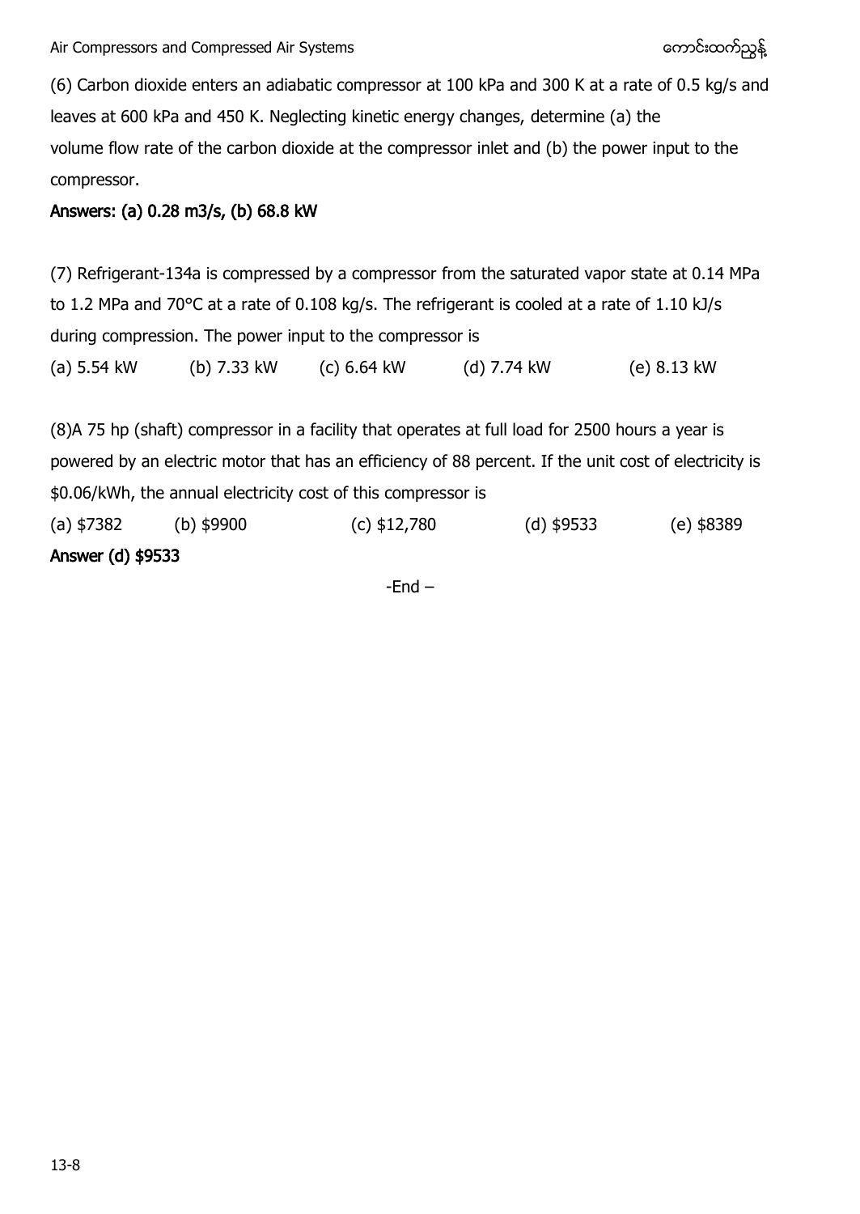(6) Carbon dioxide enters an adiabatic compressor at 100 kPa and 300 K at a rate of 0.5 kg/s and leaves at 600 kPa and 450 K. Neglecting kinetic energy changes, determine (a) the volume flow rate of the carbon dioxide at the compressor inlet and (b) the power input to the compressor.

**Answers: (a) 0.28 m3/s, (b) 68.8 kW**

(7) Refrigerant-134a is compressed by a compressor from the saturated vapor state at 0.14 MPa to 1.2 MPa and 70°C at a rate of 0.108 kg/s. The refrigerant is cooled at a rate of 1.10 kJ/s during compression. The power input to the compressor is

(a) 5.54 kW (b) 7.33 kW (c) 6.64 kW (d) 7.74 kW (e) 8.13 kW

(8)A 75 hp (shaft) compressor in a facility that operates at full load for 2500 hours a year is powered by an electric motor that has an efficiency of 88 percent. If the unit cost of electricity is $0.06/kWh, the annual electricity cost of this compressor is

(a) $7382 (b) $9900 (c) $12,780 (d) $9533 (e) $8389

**Answer (d) $9533**

-End –